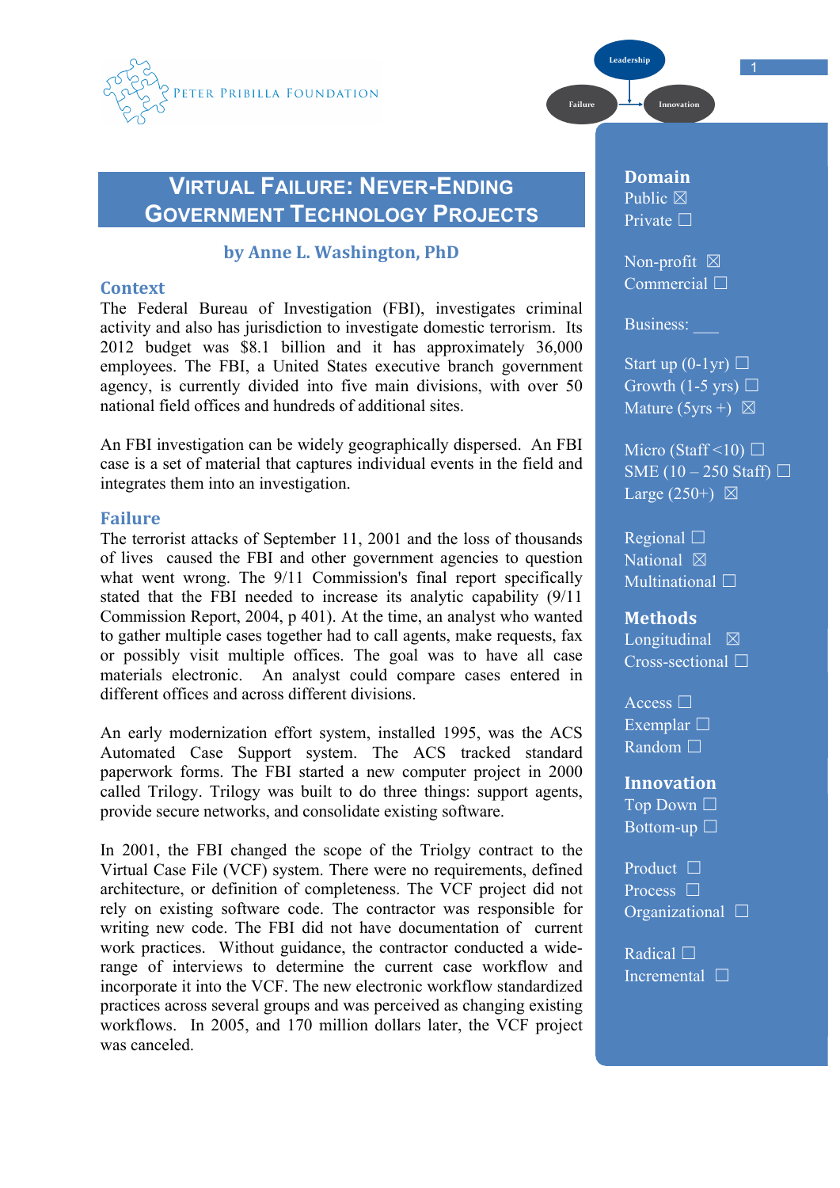Peter Pribilla Foundation

# Virtual Failure: Never-Ending Government Technology Projects

**by Anne L. Washington, PhD**

## Context

The Federal Bureau of Investigation (FBI), investigates criminal activity and also has jurisdiction to investigate domestic terrorism. Its 2012 budget was $8.1 billion and it has approximately 36,000 employees. The FBI, a United States executive branch government agency, is currently divided into five main divisions, with over 50 national field offices and hundreds of additional sites.

An FBI investigation can be widely geographically dispersed. An FBI case is a set of material that captures individual events in the field and integrates them into an investigation.

## Failure

The terrorist attacks of September 11, 2001 and the loss of thousands of lives caused the FBI and other government agencies to question what went wrong. The 9/11 Commission's final report specifically stated that the FBI needed to increase its analytic capability (9/11 Commission Report, 2004, p 401). At the time, an analyst who wanted to gather multiple cases together had to call agents, make requests, fax or possibly visit multiple offices. The goal was to have all case materials electronic. An analyst could compare cases entered in different offices and across different divisions.

An early modernization effort system, installed 1995, was the ACS Automated Case Support system. The ACS tracked standard paperwork forms. The FBI started a new computer project in 2000 called Trilogy. Trilogy was built to do three things: support agents, provide secure networks, and consolidate existing software.

In 2001, the FBI changed the scope of the Triolgy contract to the Virtual Case File (VCF) system. There were no requirements, defined architecture, or definition of completeness. The VCF project did not rely on existing software code. The contractor was responsible for writing new code. The FBI did not have documentation of current work practices. Without guidance, the contractor conducted a wide-range of interviews to determine the current case workflow and incorporate it into the VCF. The new electronic workflow standardized practices across several groups and was perceived as changing existing workflows. In 2005, and 170 million dollars later, the VCF project was canceled.

**Domain**
Public ☒
Private ☐

Non-profit ☒
Commercial ☐

Business: ___

Start up (0-1yr) ☐
Growth (1-5 yrs) ☐
Mature (5yrs +) ☒

Micro (Staff <10) ☐
SME (10 – 250 Staff) ☐
Large (250+) ☒

Regional ☐
National ☒
Multinational ☐

**Methods**
Longitudinal ☒
Cross-sectional ☐

Access ☐
Exemplar ☐
Random ☐

**Innovation**
Top Down ☐
Bottom-up ☐

Product ☐
Process ☐
Organizational ☐

Radical ☐
Incremental ☐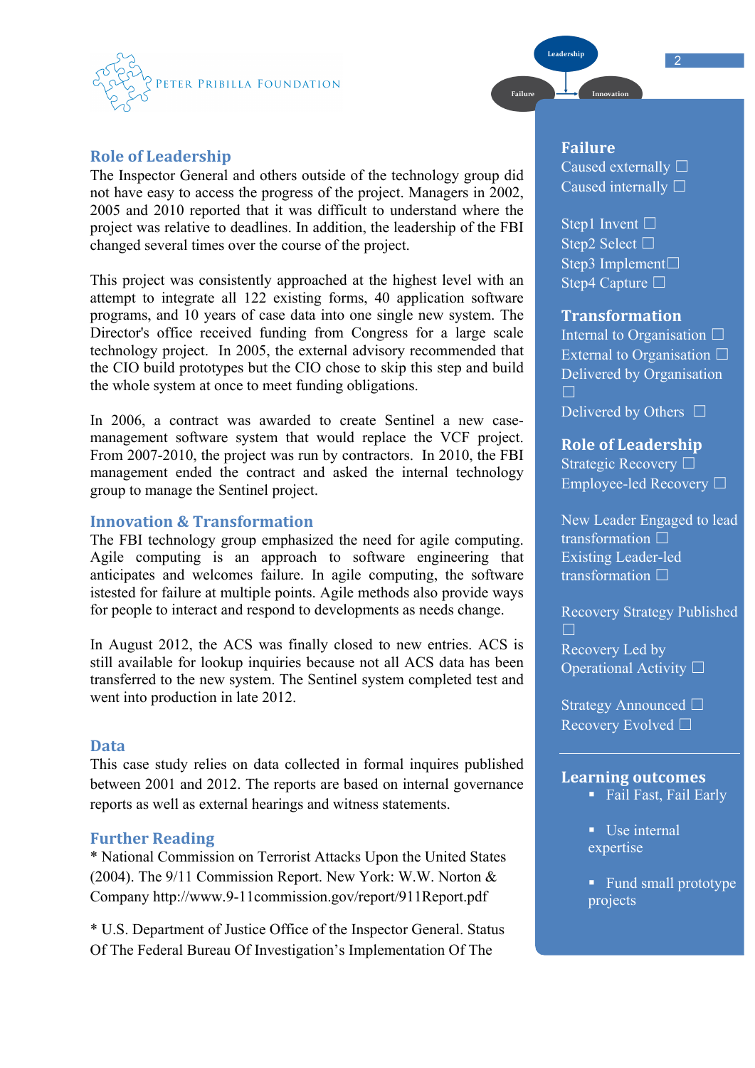## Role of Leadership

The Inspector General and others outside of the technology group did not have easy to access the progress of the project. Managers in 2002, 2005 and 2010 reported that it was difficult to understand where the project was relative to deadlines. In addition, the leadership of the FBI changed several times over the course of the project.

This project was consistently approached at the highest level with an attempt to integrate all 122 existing forms, 40 application software programs, and 10 years of case data into one single new system. The Director's office received funding from Congress for a large scale technology project. In 2005, the external advisory recommended that the CIO build prototypes but the CIO chose to skip this step and build the whole system at once to meet funding obligations.

In 2006, a contract was awarded to create Sentinel a new case-management software system that would replace the VCF project. From 2007-2010, the project was run by contractors. In 2010, the FBI management ended the contract and asked the internal technology group to manage the Sentinel project.

## Innovation & Transformation

The FBI technology group emphasized the need for agile computing. Agile computing is an approach to software engineering that anticipates and welcomes failure. In agile computing, the software istested for failure at multiple points. Agile methods also provide ways for people to interact and respond to developments as needs change.

In August 2012, the ACS was finally closed to new entries. ACS is still available for lookup inquiries because not all ACS data has been transferred to the new system. The Sentinel system completed test and went into production in late 2012.

## Data

This case study relies on data collected in formal inquires published between 2001 and 2012. The reports are based on internal governance reports as well as external hearings and witness statements.

## Further Reading

* National Commission on Terrorist Attacks Upon the United States (2004). The 9/11 Commission Report. New York: W.W. Norton & Company http://www.9-11commission.gov/report/911Report.pdf

* U.S. Department of Justice Office of the Inspector General. Status Of The Federal Bureau Of Investigation's Implementation Of The

### Failure

Caused externally ☐
Caused internally ☐

Step1 Invent ☐
Step2 Select ☐
Step3 Implement ☐
Step4 Capture ☐

### Transformation

Internal to Organisation ☐
External to Organisation ☐
Delivered by Organisation ☐
Delivered by Others ☐

### Role of Leadership

Strategic Recovery ☐
Employee-led Recovery ☐

New Leader Engaged to lead transformation ☐
Existing Leader-led transformation ☐

Recovery Strategy Published ☐
Recovery Led by Operational Activity ☐

Strategy Announced ☐
Recovery Evolved ☐

### Learning outcomes

- Fail Fast, Fail Early
- Use internal expertise
- Fund small prototype projects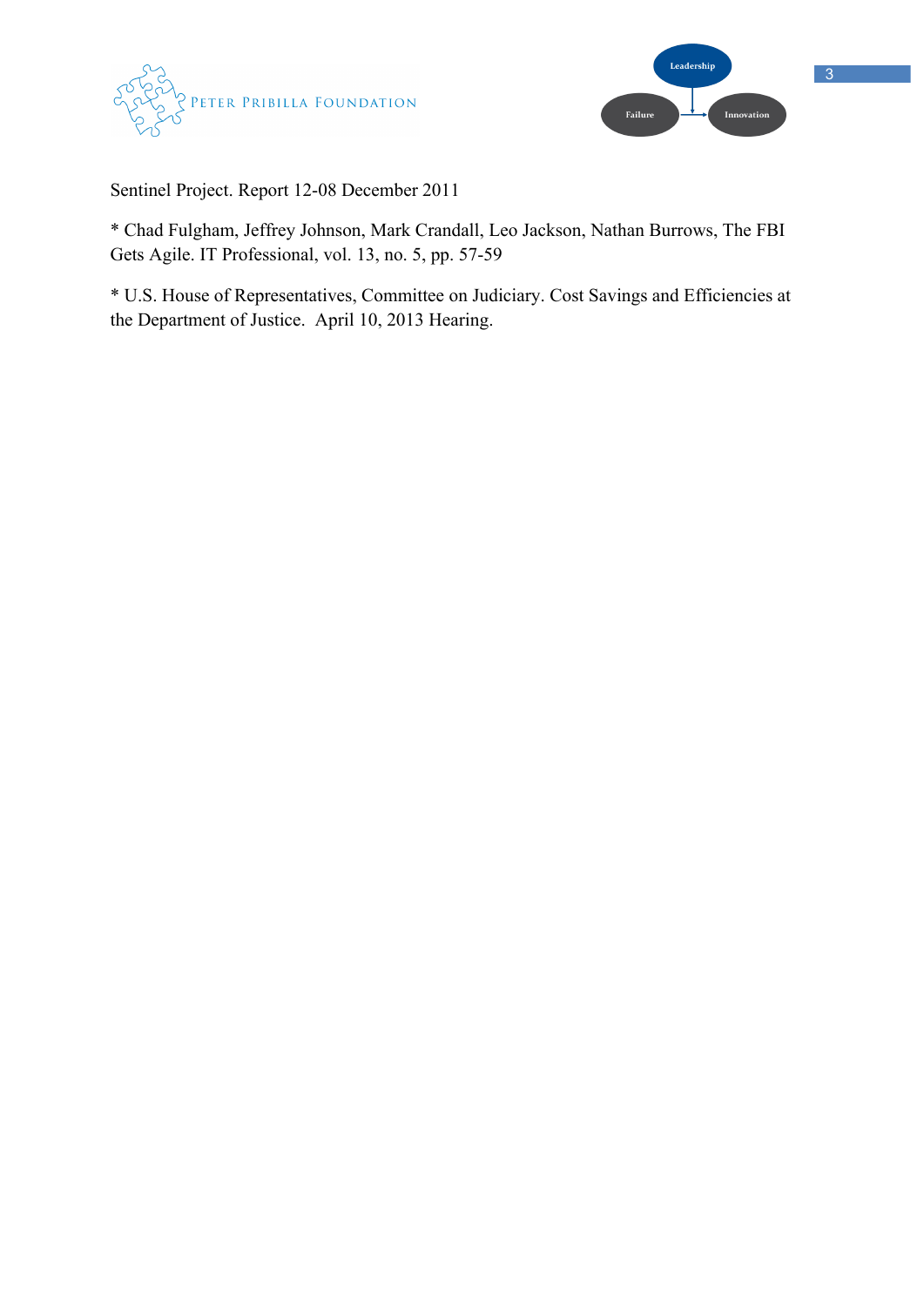Sentinel Project. Report 12-08 December 2011

* Chad Fulgham, Jeffrey Johnson, Mark Crandall, Leo Jackson, Nathan Burrows, The FBI Gets Agile. IT Professional, vol. 13, no. 5, pp. 57-59

* U.S. House of Representatives, Committee on Judiciary. Cost Savings and Efficiencies at the Department of Justice. April 10, 2013 Hearing.